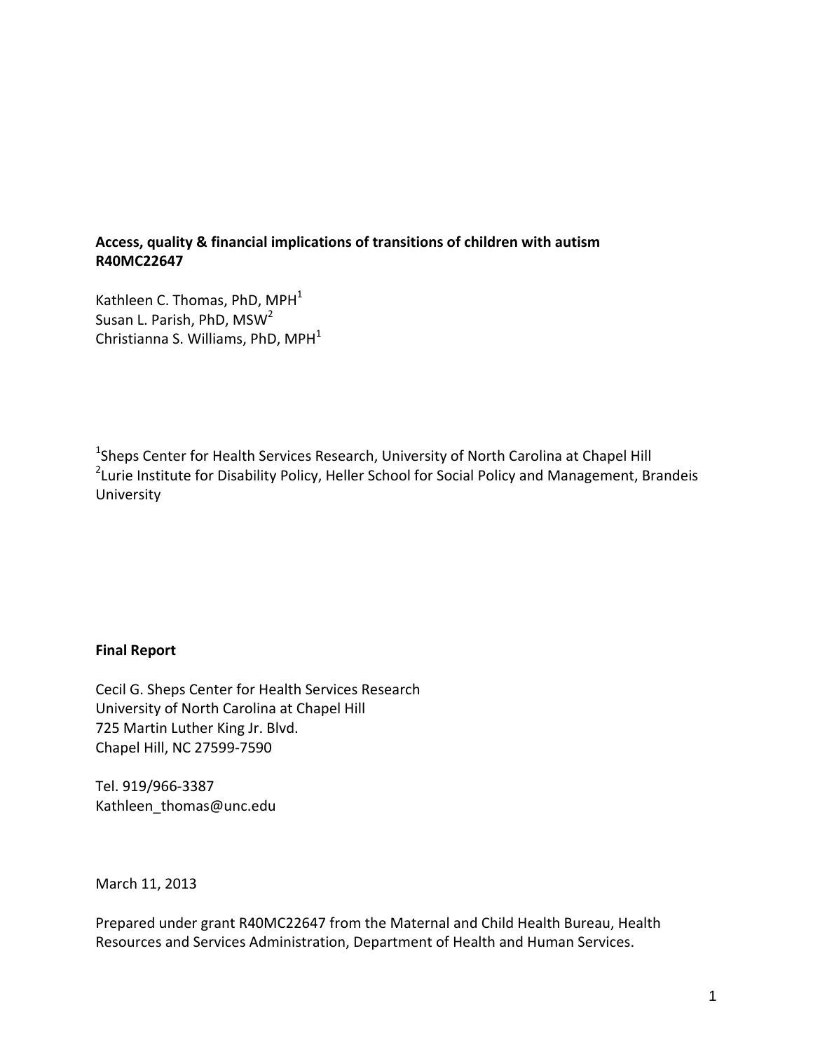**Access, quality & financial implications of transitions of children with autism R40MC22647**

Kathleen C. Thomas, PhD, MPH[1]
Susan L. Parish, PhD, MSW[2]
Christianna S. Williams, PhD, MPH[1]

[1]Sheps Center for Health Services Research, University of North Carolina at Chapel Hill
[2]Lurie Institute for Disability Policy, Heller School for Social Policy and Management, Brandeis University

**Final Report**

Cecil G. Sheps Center for Health Services Research
University of North Carolina at Chapel Hill
725 Martin Luther King Jr. Blvd.
Chapel Hill, NC 27599-7590

Tel. 919/966-3387
Kathleen_thomas@unc.edu

March 11, 2013

Prepared under grant R40MC22647 from the Maternal and Child Health Bureau, Health Resources and Services Administration, Department of Health and Human Services.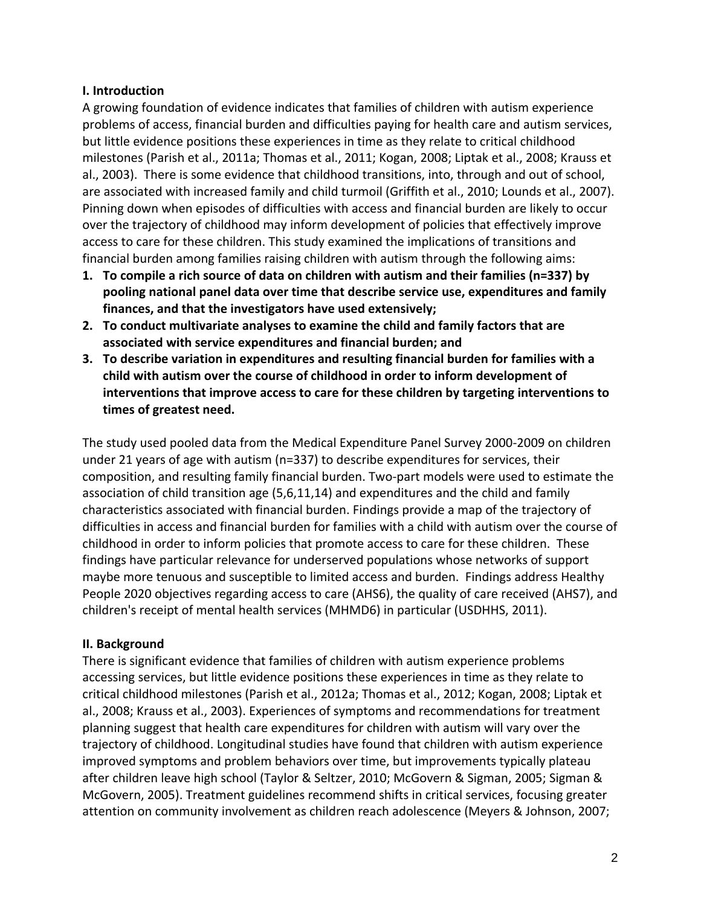## I. Introduction

A growing foundation of evidence indicates that families of children with autism experience problems of access, financial burden and difficulties paying for health care and autism services, but little evidence positions these experiences in time as they relate to critical childhood milestones (Parish et al., 2011a; Thomas et al., 2011; Kogan, 2008; Liptak et al., 2008; Krauss et al., 2003). There is some evidence that childhood transitions, into, through and out of school, are associated with increased family and child turmoil (Griffith et al., 2010; Lounds et al., 2007). Pinning down when episodes of difficulties with access and financial burden are likely to occur over the trajectory of childhood may inform development of policies that effectively improve access to care for these children. This study examined the implications of transitions and financial burden among families raising children with autism through the following aims:

1. **To compile a rich source of data on children with autism and their families (n=337) by pooling national panel data over time that describe service use, expenditures and family finances, and that the investigators have used extensively;**
2. **To conduct multivariate analyses to examine the child and family factors that are associated with service expenditures and financial burden; and**
3. **To describe variation in expenditures and resulting financial burden for families with a child with autism over the course of childhood in order to inform development of interventions that improve access to care for these children by targeting interventions to times of greatest need.**

The study used pooled data from the Medical Expenditure Panel Survey 2000-2009 on children under 21 years of age with autism (n=337) to describe expenditures for services, their composition, and resulting family financial burden. Two-part models were used to estimate the association of child transition age (5,6,11,14) and expenditures and the child and family characteristics associated with financial burden. Findings provide a map of the trajectory of difficulties in access and financial burden for families with a child with autism over the course of childhood in order to inform policies that promote access to care for these children. These findings have particular relevance for underserved populations whose networks of support maybe more tenuous and susceptible to limited access and burden. Findings address Healthy People 2020 objectives regarding access to care (AHS6), the quality of care received (AHS7), and children's receipt of mental health services (MHMD6) in particular (USDHHS, 2011).

## II. Background

There is significant evidence that families of children with autism experience problems accessing services, but little evidence positions these experiences in time as they relate to critical childhood milestones (Parish et al., 2012a; Thomas et al., 2012; Kogan, 2008; Liptak et al., 2008; Krauss et al., 2003). Experiences of symptoms and recommendations for treatment planning suggest that health care expenditures for children with autism will vary over the trajectory of childhood. Longitudinal studies have found that children with autism experience improved symptoms and problem behaviors over time, but improvements typically plateau after children leave high school (Taylor & Seltzer, 2010; McGovern & Sigman, 2005; Sigman & McGovern, 2005). Treatment guidelines recommend shifts in critical services, focusing greater attention on community involvement as children reach adolescence (Meyers & Johnson, 2007;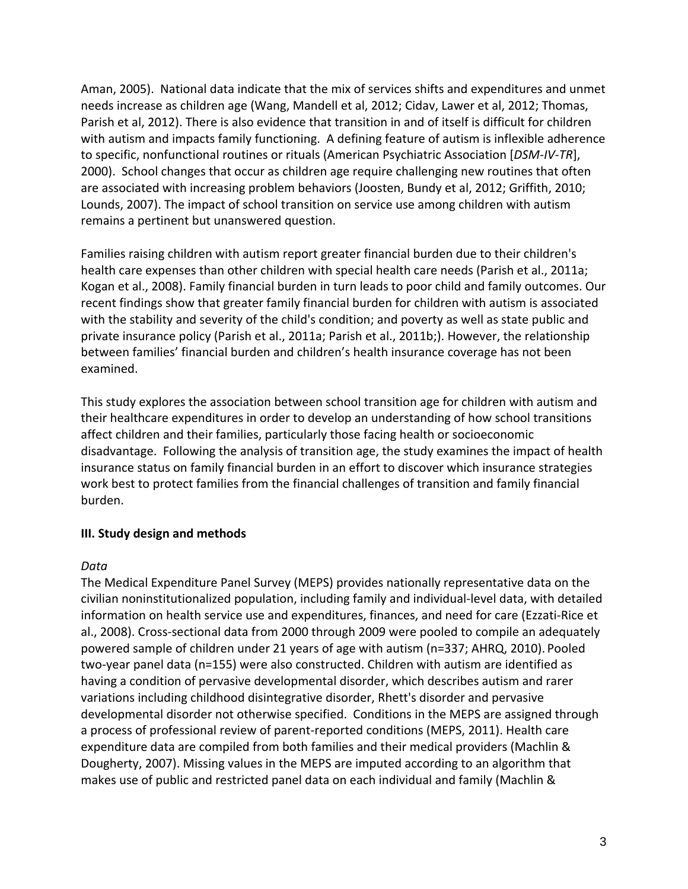Aman, 2005). National data indicate that the mix of services shifts and expenditures and unmet needs increase as children age (Wang, Mandell et al, 2012; Cidav, Lawer et al, 2012; Thomas, Parish et al, 2012). There is also evidence that transition in and of itself is difficult for children with autism and impacts family functioning. A defining feature of autism is inflexible adherence to specific, nonfunctional routines or rituals (American Psychiatric Association [*DSM-IV-TR*], 2000). School changes that occur as children age require challenging new routines that often are associated with increasing problem behaviors (Joosten, Bundy et al, 2012; Griffith, 2010; Lounds, 2007). The impact of school transition on service use among children with autism remains a pertinent but unanswered question.

Families raising children with autism report greater financial burden due to their children's health care expenses than other children with special health care needs (Parish et al., 2011a; Kogan et al., 2008). Family financial burden in turn leads to poor child and family outcomes. Our recent findings show that greater family financial burden for children with autism is associated with the stability and severity of the child's condition; and poverty as well as state public and private insurance policy (Parish et al., 2011a; Parish et al., 2011b;). However, the relationship between families' financial burden and children's health insurance coverage has not been examined.

This study explores the association between school transition age for children with autism and their healthcare expenditures in order to develop an understanding of how school transitions affect children and their families, particularly those facing health or socioeconomic disadvantage. Following the analysis of transition age, the study examines the impact of health insurance status on family financial burden in an effort to discover which insurance strategies work best to protect families from the financial challenges of transition and family financial burden.

## III. Study design and methods

*Data*

The Medical Expenditure Panel Survey (MEPS) provides nationally representative data on the civilian noninstitutionalized population, including family and individual-level data, with detailed information on health service use and expenditures, finances, and need for care (Ezzati-Rice et al., 2008). Cross-sectional data from 2000 through 2009 were pooled to compile an adequately powered sample of children under 21 years of age with autism (n=337; AHRQ, 2010). Pooled two-year panel data (n=155) were also constructed. Children with autism are identified as having a condition of pervasive developmental disorder, which describes autism and rarer variations including childhood disintegrative disorder, Rhett's disorder and pervasive developmental disorder not otherwise specified. Conditions in the MEPS are assigned through a process of professional review of parent-reported conditions (MEPS, 2011). Health care expenditure data are compiled from both families and their medical providers (Machlin & Dougherty, 2007). Missing values in the MEPS are imputed according to an algorithm that makes use of public and restricted panel data on each individual and family (Machlin &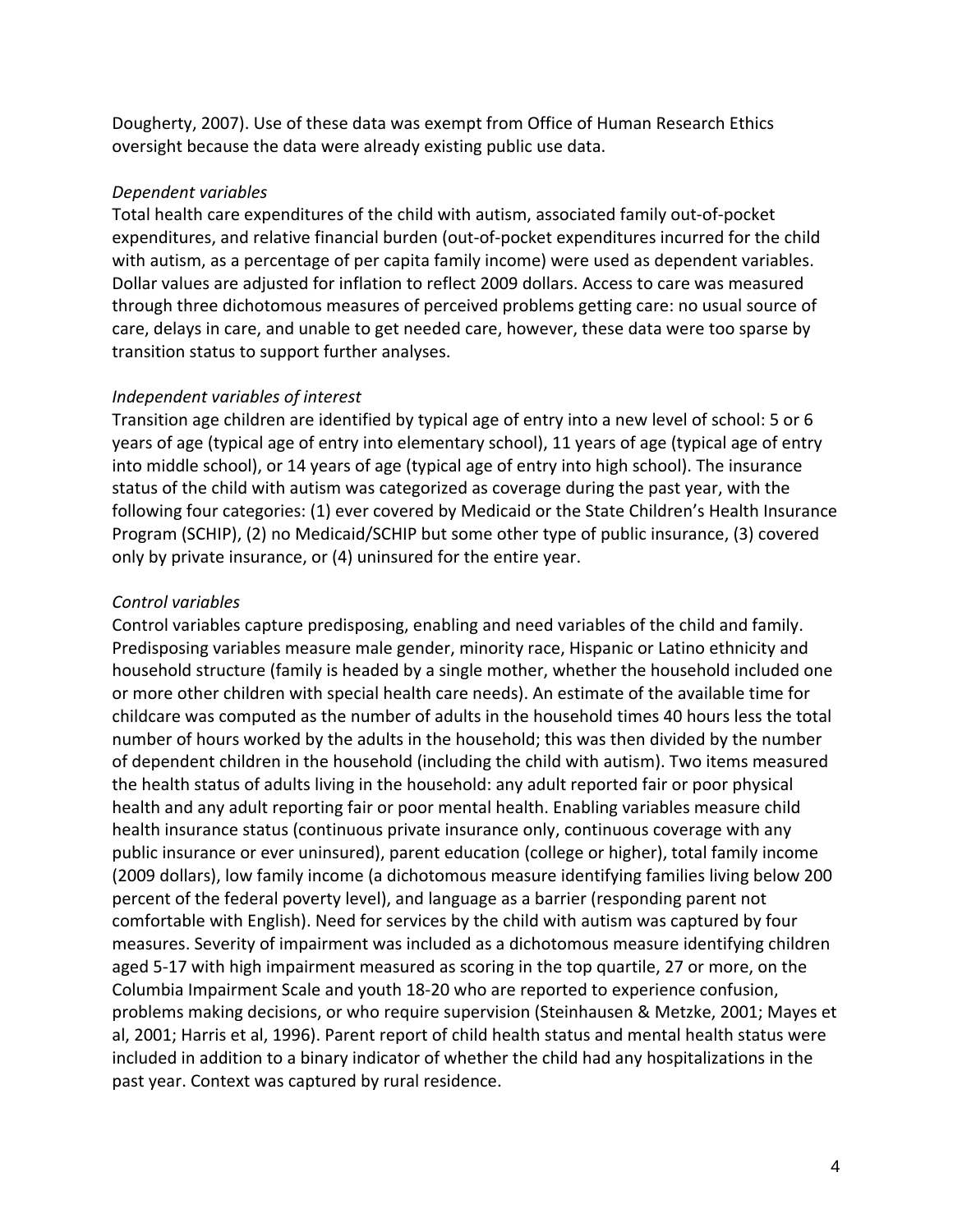Dougherty, 2007). Use of these data was exempt from Office of Human Research Ethics oversight because the data were already existing public use data.

*Dependent variables*

Total health care expenditures of the child with autism, associated family out-of-pocket expenditures, and relative financial burden (out-of-pocket expenditures incurred for the child with autism, as a percentage of per capita family income) were used as dependent variables. Dollar values are adjusted for inflation to reflect 2009 dollars. Access to care was measured through three dichotomous measures of perceived problems getting care: no usual source of care, delays in care, and unable to get needed care, however, these data were too sparse by transition status to support further analyses.

*Independent variables of interest*

Transition age children are identified by typical age of entry into a new level of school: 5 or 6 years of age (typical age of entry into elementary school), 11 years of age (typical age of entry into middle school), or 14 years of age (typical age of entry into high school). The insurance status of the child with autism was categorized as coverage during the past year, with the following four categories: (1) ever covered by Medicaid or the State Children's Health Insurance Program (SCHIP), (2) no Medicaid/SCHIP but some other type of public insurance, (3) covered only by private insurance, or (4) uninsured for the entire year.

*Control variables*

Control variables capture predisposing, enabling and need variables of the child and family. Predisposing variables measure male gender, minority race, Hispanic or Latino ethnicity and household structure (family is headed by a single mother, whether the household included one or more other children with special health care needs). An estimate of the available time for childcare was computed as the number of adults in the household times 40 hours less the total number of hours worked by the adults in the household; this was then divided by the number of dependent children in the household (including the child with autism). Two items measured the health status of adults living in the household: any adult reported fair or poor physical health and any adult reporting fair or poor mental health. Enabling variables measure child health insurance status (continuous private insurance only, continuous coverage with any public insurance or ever uninsured), parent education (college or higher), total family income (2009 dollars), low family income (a dichotomous measure identifying families living below 200 percent of the federal poverty level), and language as a barrier (responding parent not comfortable with English). Need for services by the child with autism was captured by four measures. Severity of impairment was included as a dichotomous measure identifying children aged 5-17 with high impairment measured as scoring in the top quartile, 27 or more, on the Columbia Impairment Scale and youth 18-20 who are reported to experience confusion, problems making decisions, or who require supervision (Steinhausen & Metzke, 2001; Mayes et al, 2001; Harris et al, 1996). Parent report of child health status and mental health status were included in addition to a binary indicator of whether the child had any hospitalizations in the past year. Context was captured by rural residence.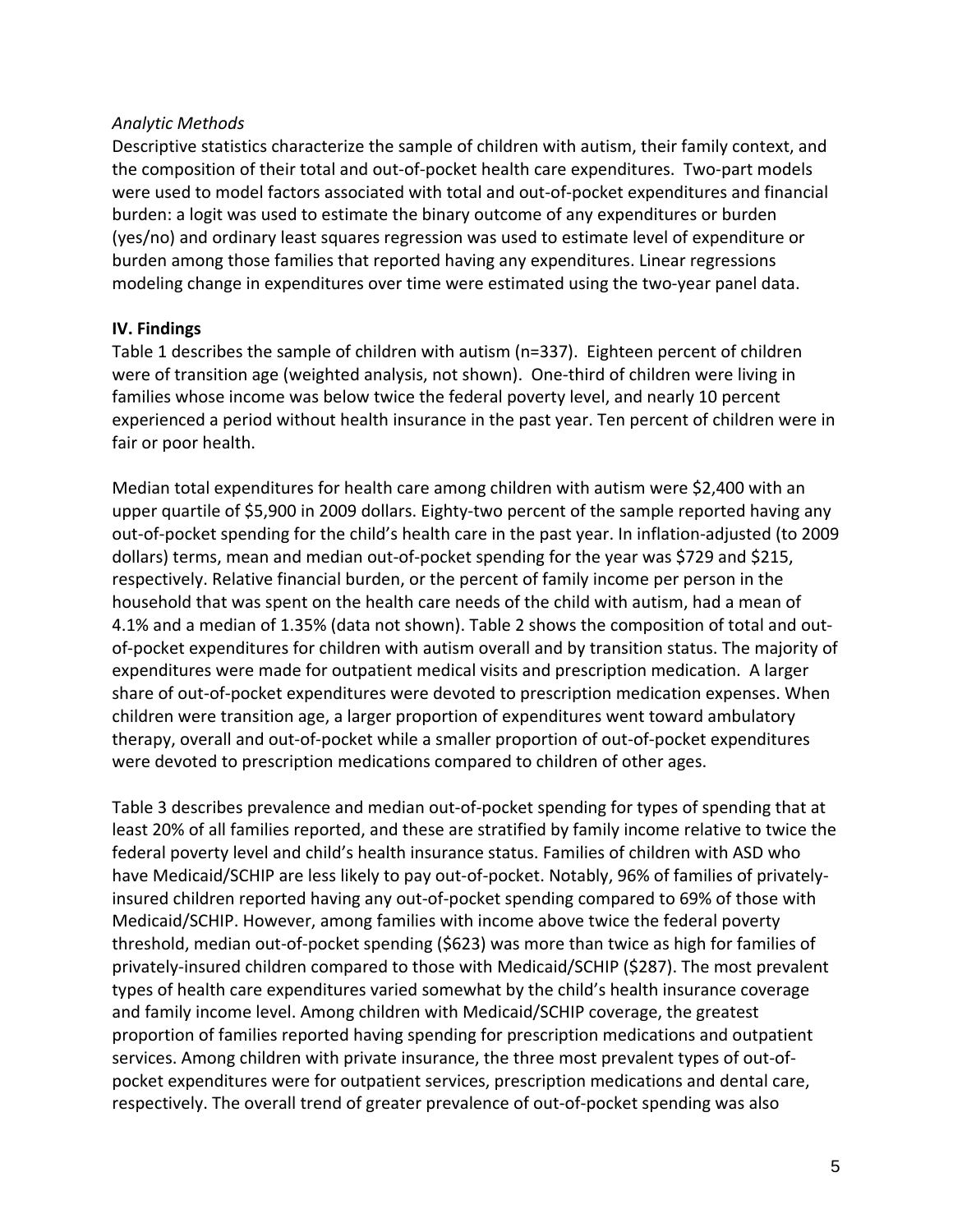*Analytic Methods*

Descriptive statistics characterize the sample of children with autism, their family context, and the composition of their total and out-of-pocket health care expenditures. Two-part models were used to model factors associated with total and out-of-pocket expenditures and financial burden: a logit was used to estimate the binary outcome of any expenditures or burden (yes/no) and ordinary least squares regression was used to estimate level of expenditure or burden among those families that reported having any expenditures. Linear regressions modeling change in expenditures over time were estimated using the two-year panel data.

## IV. Findings

Table 1 describes the sample of children with autism (n=337). Eighteen percent of children were of transition age (weighted analysis, not shown). One-third of children were living in families whose income was below twice the federal poverty level, and nearly 10 percent experienced a period without health insurance in the past year. Ten percent of children were in fair or poor health.

Median total expenditures for health care among children with autism were $2,400 with an upper quartile of $5,900 in 2009 dollars. Eighty-two percent of the sample reported having any out-of-pocket spending for the child's health care in the past year. In inflation-adjusted (to 2009 dollars) terms, mean and median out-of-pocket spending for the year was $729 and $215, respectively. Relative financial burden, or the percent of family income per person in the household that was spent on the health care needs of the child with autism, had a mean of 4.1% and a median of 1.35% (data not shown). Table 2 shows the composition of total and out-of-pocket expenditures for children with autism overall and by transition status. The majority of expenditures were made for outpatient medical visits and prescription medication. A larger share of out-of-pocket expenditures were devoted to prescription medication expenses. When children were transition age, a larger proportion of expenditures went toward ambulatory therapy, overall and out-of-pocket while a smaller proportion of out-of-pocket expenditures were devoted to prescription medications compared to children of other ages.

Table 3 describes prevalence and median out-of-pocket spending for types of spending that at least 20% of all families reported, and these are stratified by family income relative to twice the federal poverty level and child's health insurance status. Families of children with ASD who have Medicaid/SCHIP are less likely to pay out-of-pocket. Notably, 96% of families of privately-insured children reported having any out-of-pocket spending compared to 69% of those with Medicaid/SCHIP. However, among families with income above twice the federal poverty threshold, median out-of-pocket spending ($623) was more than twice as high for families of privately-insured children compared to those with Medicaid/SCHIP ($287). The most prevalent types of health care expenditures varied somewhat by the child's health insurance coverage and family income level. Among children with Medicaid/SCHIP coverage, the greatest proportion of families reported having spending for prescription medications and outpatient services. Among children with private insurance, the three most prevalent types of out-of-pocket expenditures were for outpatient services, prescription medications and dental care, respectively. The overall trend of greater prevalence of out-of-pocket spending was also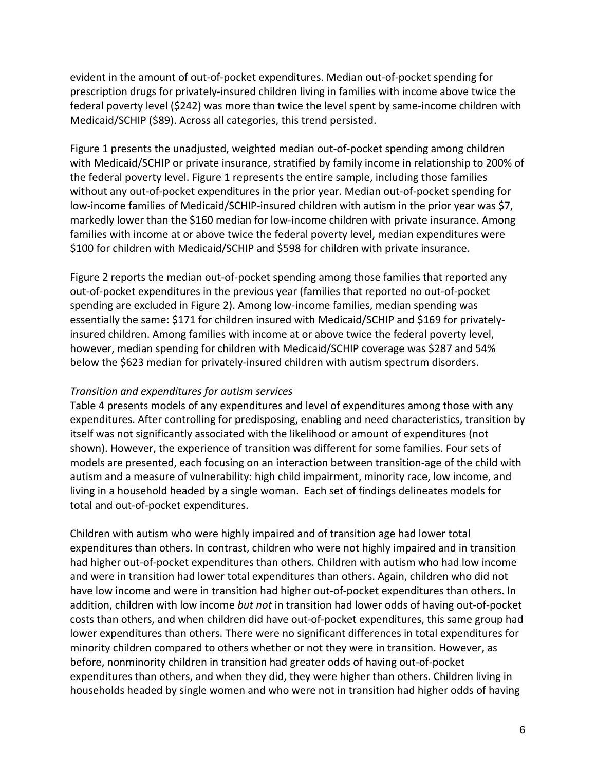evident in the amount of out-of-pocket expenditures. Median out-of-pocket spending for prescription drugs for privately-insured children living in families with income above twice the federal poverty level ($242) was more than twice the level spent by same-income children with Medicaid/SCHIP ($89). Across all categories, this trend persisted.

Figure 1 presents the unadjusted, weighted median out-of-pocket spending among children with Medicaid/SCHIP or private insurance, stratified by family income in relationship to 200% of the federal poverty level. Figure 1 represents the entire sample, including those families without any out-of-pocket expenditures in the prior year. Median out-of-pocket spending for low-income families of Medicaid/SCHIP-insured children with autism in the prior year was $7, markedly lower than the $160 median for low-income children with private insurance. Among families with income at or above twice the federal poverty level, median expenditures were $100 for children with Medicaid/SCHIP and $598 for children with private insurance.

Figure 2 reports the median out-of-pocket spending among those families that reported any out-of-pocket expenditures in the previous year (families that reported no out-of-pocket spending are excluded in Figure 2). Among low-income families, median spending was essentially the same: $171 for children insured with Medicaid/SCHIP and $169 for privately-insured children. Among families with income at or above twice the federal poverty level, however, median spending for children with Medicaid/SCHIP coverage was $287 and 54% below the $623 median for privately-insured children with autism spectrum disorders.

*Transition and expenditures for autism services*

Table 4 presents models of any expenditures and level of expenditures among those with any expenditures. After controlling for predisposing, enabling and need characteristics, transition by itself was not significantly associated with the likelihood or amount of expenditures (not shown). However, the experience of transition was different for some families. Four sets of models are presented, each focusing on an interaction between transition-age of the child with autism and a measure of vulnerability: high child impairment, minority race, low income, and living in a household headed by a single woman. Each set of findings delineates models for total and out-of-pocket expenditures.

Children with autism who were highly impaired and of transition age had lower total expenditures than others. In contrast, children who were not highly impaired and in transition had higher out-of-pocket expenditures than others. Children with autism who had low income and were in transition had lower total expenditures than others. Again, children who did not have low income and were in transition had higher out-of-pocket expenditures than others. In addition, children with low income *but not* in transition had lower odds of having out-of-pocket costs than others, and when children did have out-of-pocket expenditures, this same group had lower expenditures than others. There were no significant differences in total expenditures for minority children compared to others whether or not they were in transition. However, as before, nonminority children in transition had greater odds of having out-of-pocket expenditures than others, and when they did, they were higher than others. Children living in households headed by single women and who were not in transition had higher odds of having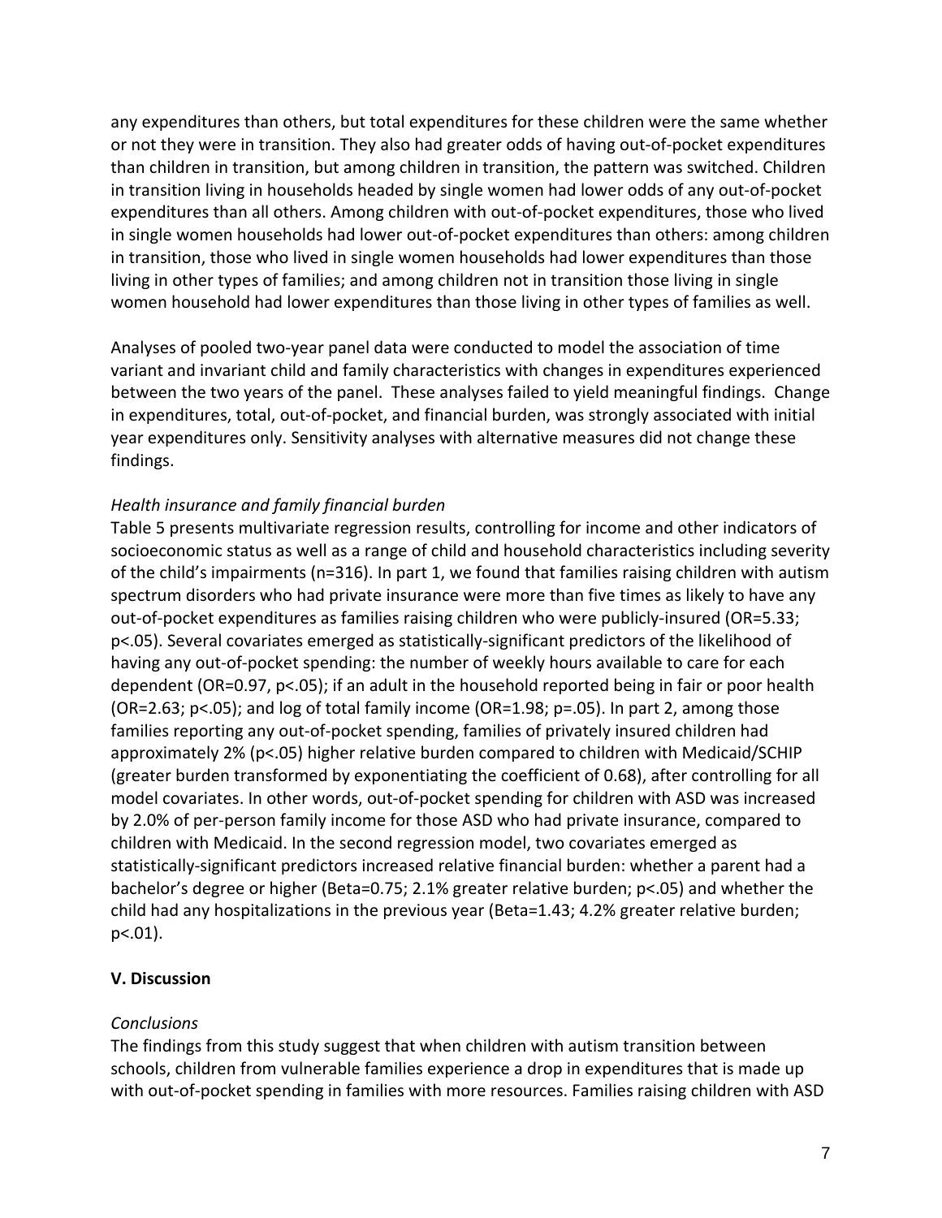any expenditures than others, but total expenditures for these children were the same whether or not they were in transition. They also had greater odds of having out-of-pocket expenditures than children in transition, but among children in transition, the pattern was switched. Children in transition living in households headed by single women had lower odds of any out-of-pocket expenditures than all others. Among children with out-of-pocket expenditures, those who lived in single women households had lower out-of-pocket expenditures than others: among children in transition, those who lived in single women households had lower expenditures than those living in other types of families; and among children not in transition those living in single women household had lower expenditures than those living in other types of families as well.

Analyses of pooled two-year panel data were conducted to model the association of time variant and invariant child and family characteristics with changes in expenditures experienced between the two years of the panel. These analyses failed to yield meaningful findings. Change in expenditures, total, out-of-pocket, and financial burden, was strongly associated with initial year expenditures only. Sensitivity analyses with alternative measures did not change these findings.

*Health insurance and family financial burden*

Table 5 presents multivariate regression results, controlling for income and other indicators of socioeconomic status as well as a range of child and household characteristics including severity of the child's impairments (n=316). In part 1, we found that families raising children with autism spectrum disorders who had private insurance were more than five times as likely to have any out-of-pocket expenditures as families raising children who were publicly-insured (OR=5.33; $p<.05$). Several covariates emerged as statistically-significant predictors of the likelihood of having any out-of-pocket spending: the number of weekly hours available to care for each dependent (OR=0.97, $p<.05$); if an adult in the household reported being in fair or poor health (OR=2.63; $p<.05$); and log of total family income (OR=1.98; $p=.05$). In part 2, among those families reporting any out-of-pocket spending, families of privately insured children had approximately 2% ($p<.05$) higher relative burden compared to children with Medicaid/SCHIP (greater burden transformed by exponentiating the coefficient of 0.68), after controlling for all model covariates. In other words, out-of-pocket spending for children with ASD was increased by 2.0% of per-person family income for those ASD who had private insurance, compared to children with Medicaid. In the second regression model, two covariates emerged as statistically-significant predictors increased relative financial burden: whether a parent had a bachelor's degree or higher (Beta=0.75; 2.1% greater relative burden; $p<.05$) and whether the child had any hospitalizations in the previous year (Beta=1.43; 4.2% greater relative burden; $p<.01$).

## V. Discussion

*Conclusions*

The findings from this study suggest that when children with autism transition between schools, children from vulnerable families experience a drop in expenditures that is made up with out-of-pocket spending in families with more resources. Families raising children with ASD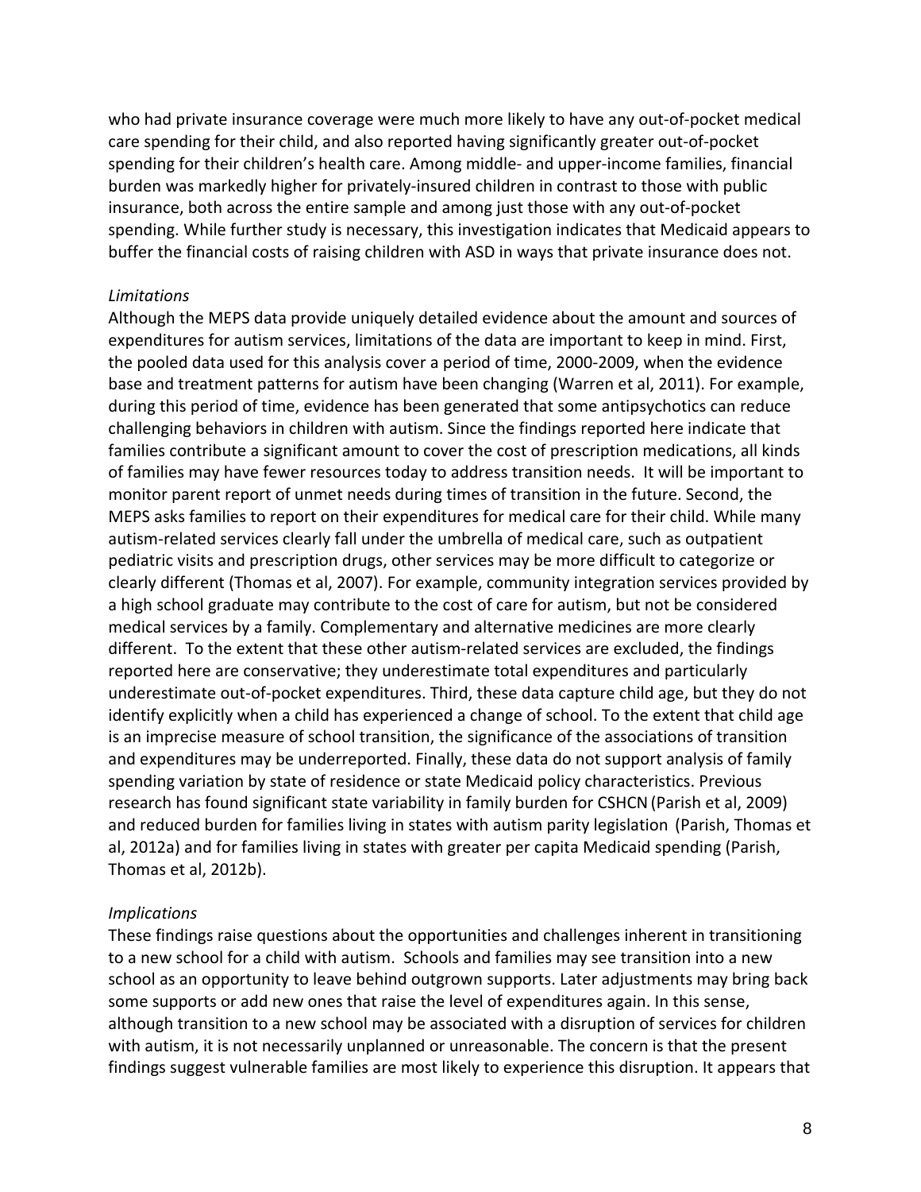who had private insurance coverage were much more likely to have any out-of-pocket medical care spending for their child, and also reported having significantly greater out-of-pocket spending for their children's health care. Among middle- and upper-income families, financial burden was markedly higher for privately-insured children in contrast to those with public insurance, both across the entire sample and among just those with any out-of-pocket spending. While further study is necessary, this investigation indicates that Medicaid appears to buffer the financial costs of raising children with ASD in ways that private insurance does not.

*Limitations*

Although the MEPS data provide uniquely detailed evidence about the amount and sources of expenditures for autism services, limitations of the data are important to keep in mind. First, the pooled data used for this analysis cover a period of time, 2000-2009, when the evidence base and treatment patterns for autism have been changing (Warren et al, 2011). For example, during this period of time, evidence has been generated that some antipsychotics can reduce challenging behaviors in children with autism. Since the findings reported here indicate that families contribute a significant amount to cover the cost of prescription medications, all kinds of families may have fewer resources today to address transition needs. It will be important to monitor parent report of unmet needs during times of transition in the future. Second, the MEPS asks families to report on their expenditures for medical care for their child. While many autism-related services clearly fall under the umbrella of medical care, such as outpatient pediatric visits and prescription drugs, other services may be more difficult to categorize or clearly different (Thomas et al, 2007). For example, community integration services provided by a high school graduate may contribute to the cost of care for autism, but not be considered medical services by a family. Complementary and alternative medicines are more clearly different. To the extent that these other autism-related services are excluded, the findings reported here are conservative; they underestimate total expenditures and particularly underestimate out-of-pocket expenditures. Third, these data capture child age, but they do not identify explicitly when a child has experienced a change of school. To the extent that child age is an imprecise measure of school transition, the significance of the associations of transition and expenditures may be underreported. Finally, these data do not support analysis of family spending variation by state of residence or state Medicaid policy characteristics. Previous research has found significant state variability in family burden for CSHCN (Parish et al, 2009) and reduced burden for families living in states with autism parity legislation (Parish, Thomas et al, 2012a) and for families living in states with greater per capita Medicaid spending (Parish, Thomas et al, 2012b).

*Implications*

These findings raise questions about the opportunities and challenges inherent in transitioning to a new school for a child with autism. Schools and families may see transition into a new school as an opportunity to leave behind outgrown supports. Later adjustments may bring back some supports or add new ones that raise the level of expenditures again. In this sense, although transition to a new school may be associated with a disruption of services for children with autism, it is not necessarily unplanned or unreasonable. The concern is that the present findings suggest vulnerable families are most likely to experience this disruption. It appears that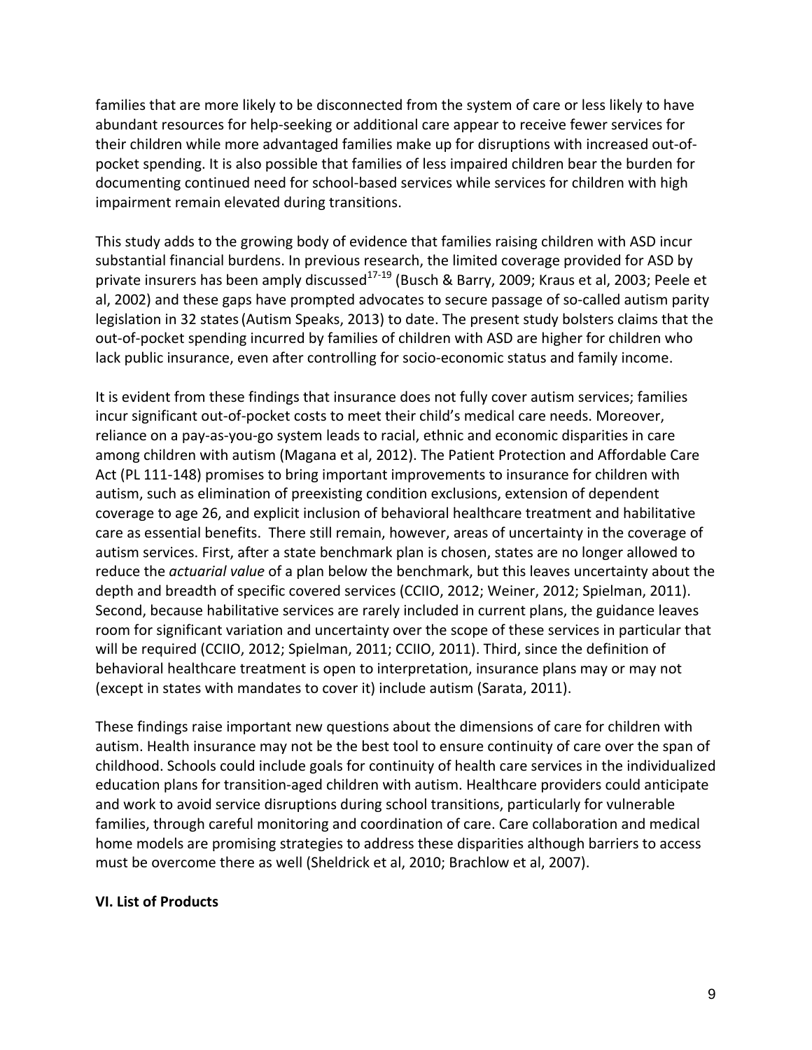families that are more likely to be disconnected from the system of care or less likely to have abundant resources for help-seeking or additional care appear to receive fewer services for their children while more advantaged families make up for disruptions with increased out-of-pocket spending. It is also possible that families of less impaired children bear the burden for documenting continued need for school-based services while services for children with high impairment remain elevated during transitions.

This study adds to the growing body of evidence that families raising children with ASD incur substantial financial burdens. In previous research, the limited coverage provided for ASD by private insurers has been amply discussed[17-19] (Busch & Barry, 2009; Kraus et al, 2003; Peele et al, 2002) and these gaps have prompted advocates to secure passage of so-called autism parity legislation in 32 states (Autism Speaks, 2013) to date. The present study bolsters claims that the out-of-pocket spending incurred by families of children with ASD are higher for children who lack public insurance, even after controlling for socio-economic status and family income.

It is evident from these findings that insurance does not fully cover autism services; families incur significant out-of-pocket costs to meet their child's medical care needs. Moreover, reliance on a pay-as-you-go system leads to racial, ethnic and economic disparities in care among children with autism (Magana et al, 2012). The Patient Protection and Affordable Care Act (PL 111-148) promises to bring important improvements to insurance for children with autism, such as elimination of preexisting condition exclusions, extension of dependent coverage to age 26, and explicit inclusion of behavioral healthcare treatment and habilitative care as essential benefits. There still remain, however, areas of uncertainty in the coverage of autism services. First, after a state benchmark plan is chosen, states are no longer allowed to reduce the *actuarial value* of a plan below the benchmark, but this leaves uncertainty about the depth and breadth of specific covered services (CCIIO, 2012; Weiner, 2012; Spielman, 2011). Second, because habilitative services are rarely included in current plans, the guidance leaves room for significant variation and uncertainty over the scope of these services in particular that will be required (CCIIO, 2012; Spielman, 2011; CCIIO, 2011). Third, since the definition of behavioral healthcare treatment is open to interpretation, insurance plans may or may not (except in states with mandates to cover it) include autism (Sarata, 2011).

These findings raise important new questions about the dimensions of care for children with autism. Health insurance may not be the best tool to ensure continuity of care over the span of childhood. Schools could include goals for continuity of health care services in the individualized education plans for transition-aged children with autism. Healthcare providers could anticipate and work to avoid service disruptions during school transitions, particularly for vulnerable families, through careful monitoring and coordination of care. Care collaboration and medical home models are promising strategies to address these disparities although barriers to access must be overcome there as well (Sheldrick et al, 2010; Brachlow et al, 2007).

**VI. List of Products**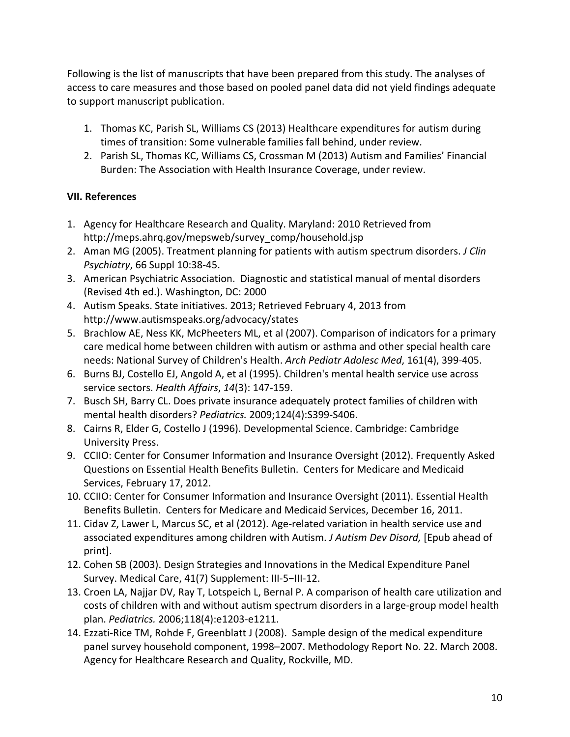Following is the list of manuscripts that have been prepared from this study. The analyses of access to care measures and those based on pooled panel data did not yield findings adequate to support manuscript publication.

1. Thomas KC, Parish SL, Williams CS (2013) Healthcare expenditures for autism during times of transition: Some vulnerable families fall behind, under review.
2. Parish SL, Thomas KC, Williams CS, Crossman M (2013) Autism and Families' Financial Burden: The Association with Health Insurance Coverage, under review.

## VII. References

1. Agency for Healthcare Research and Quality. Maryland: 2010 Retrieved from http://meps.ahrq.gov/mepsweb/survey_comp/household.jsp
2. Aman MG (2005). Treatment planning for patients with autism spectrum disorders. *J Clin Psychiatry*, 66 Suppl 10:38-45.
3. American Psychiatric Association. Diagnostic and statistical manual of mental disorders (Revised 4th ed.). Washington, DC: 2000
4. Autism Speaks. State initiatives. 2013; Retrieved February 4, 2013 from http://www.autismspeaks.org/advocacy/states
5. Brachlow AE, Ness KK, McPheeters ML, et al (2007). Comparison of indicators for a primary care medical home between children with autism or asthma and other special health care needs: National Survey of Children's Health. *Arch Pediatr Adolesc Med*, 161(4), 399-405.
6. Burns BJ, Costello EJ, Angold A, et al (1995). Children's mental health service use across service sectors. *Health Affairs*, *14*(3): 147-159.
7. Busch SH, Barry CL. Does private insurance adequately protect families of children with mental health disorders? *Pediatrics.* 2009;124(4):S399-S406.
8. Cairns R, Elder G, Costello J (1996). Developmental Science. Cambridge: Cambridge University Press.
9. CCIIO: Center for Consumer Information and Insurance Oversight (2012). Frequently Asked Questions on Essential Health Benefits Bulletin. Centers for Medicare and Medicaid Services, February 17, 2012.
10. CCIIO: Center for Consumer Information and Insurance Oversight (2011). Essential Health Benefits Bulletin. Centers for Medicare and Medicaid Services, December 16, 2011.
11. Cidav Z, Lawer L, Marcus SC, et al (2012). Age-related variation in health service use and associated expenditures among children with Autism. *J Autism Dev Disord,* [Epub ahead of print].
12. Cohen SB (2003). Design Strategies and Innovations in the Medical Expenditure Panel Survey. Medical Care, 41(7) Supplement: III-5−III-12.
13. Croen LA, Najjar DV, Ray T, Lotspeich L, Bernal P. A comparison of health care utilization and costs of children with and without autism spectrum disorders in a large-group model health plan. *Pediatrics.* 2006;118(4):e1203-e1211.
14. Ezzati-Rice TM, Rohde F, Greenblatt J (2008). Sample design of the medical expenditure panel survey household component, 1998–2007. Methodology Report No. 22. March 2008. Agency for Healthcare Research and Quality, Rockville, MD.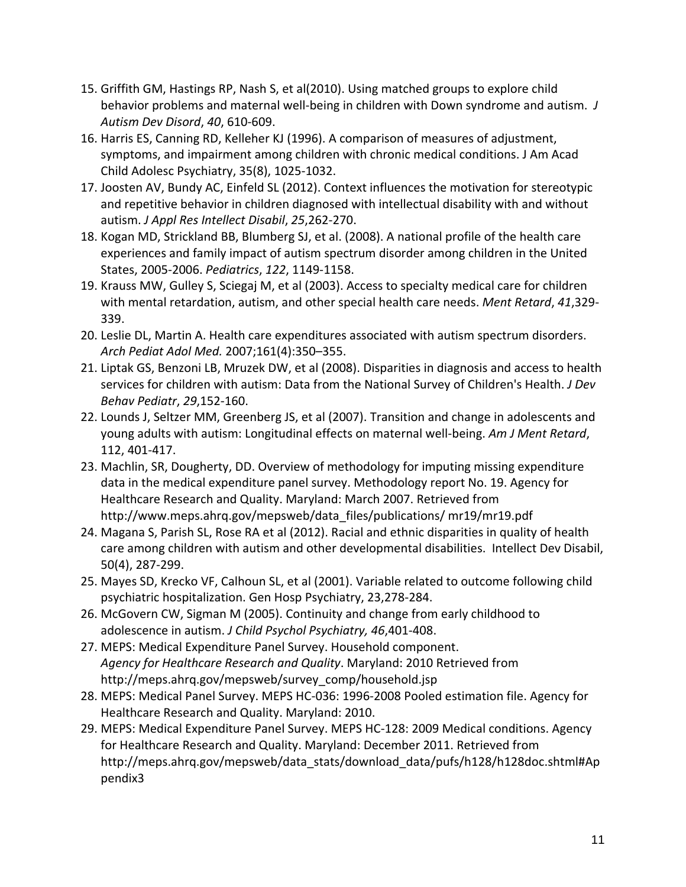15. Griffith GM, Hastings RP, Nash S, et al(2010). Using matched groups to explore child behavior problems and maternal well-being in children with Down syndrome and autism. *J Autism Dev Disord*, *40*, 610-609.
16. Harris ES, Canning RD, Kelleher KJ (1996). A comparison of measures of adjustment, symptoms, and impairment among children with chronic medical conditions. J Am Acad Child Adolesc Psychiatry, 35(8), 1025-1032.
17. Joosten AV, Bundy AC, Einfeld SL (2012). Context influences the motivation for stereotypic and repetitive behavior in children diagnosed with intellectual disability with and without autism. *J Appl Res Intellect Disabil*, *25*,262-270.
18. Kogan MD, Strickland BB, Blumberg SJ, et al. (2008). A national profile of the health care experiences and family impact of autism spectrum disorder among children in the United States, 2005-2006. *Pediatrics*, *122*, 1149-1158.
19. Krauss MW, Gulley S, Sciegaj M, et al (2003). Access to specialty medical care for children with mental retardation, autism, and other special health care needs. *Ment Retard*, *41*,329-339.
20. Leslie DL, Martin A. Health care expenditures associated with autism spectrum disorders. *Arch Pediat Adol Med.* 2007;161(4):350–355.
21. Liptak GS, Benzoni LB, Mruzek DW, et al (2008). Disparities in diagnosis and access to health services for children with autism: Data from the National Survey of Children's Health. *J Dev Behav Pediatr*, *29*,152-160.
22. Lounds J, Seltzer MM, Greenberg JS, et al (2007). Transition and change in adolescents and young adults with autism: Longitudinal effects on maternal well-being. *Am J Ment Retard*, 112, 401-417.
23. Machlin, SR, Dougherty, DD. Overview of methodology for imputing missing expenditure data in the medical expenditure panel survey. Methodology report No. 19. Agency for Healthcare Research and Quality. Maryland: March 2007. Retrieved from http://www.meps.ahrq.gov/mepsweb/data_files/publications/ mr19/mr19.pdf
24. Magana S, Parish SL, Rose RA et al (2012). Racial and ethnic disparities in quality of health care among children with autism and other developmental disabilities. Intellect Dev Disabil, 50(4), 287-299.
25. Mayes SD, Krecko VF, Calhoun SL, et al (2001). Variable related to outcome following child psychiatric hospitalization. Gen Hosp Psychiatry, 23,278-284.
26. McGovern CW, Sigman M (2005). Continuity and change from early childhood to adolescence in autism. *J Child Psychol Psychiatry, 46*,401-408.
27. MEPS: Medical Expenditure Panel Survey. Household component. *Agency for Healthcare Research and Quality*. Maryland: 2010 Retrieved from http://meps.ahrq.gov/mepsweb/survey_comp/household.jsp
28. MEPS: Medical Panel Survey. MEPS HC-036: 1996-2008 Pooled estimation file. Agency for Healthcare Research and Quality. Maryland: 2010.
29. MEPS: Medical Expenditure Panel Survey. MEPS HC-128: 2009 Medical conditions. Agency for Healthcare Research and Quality. Maryland: December 2011. Retrieved from http://meps.ahrq.gov/mepsweb/data_stats/download_data/pufs/h128/h128doc.shtml#Appendix3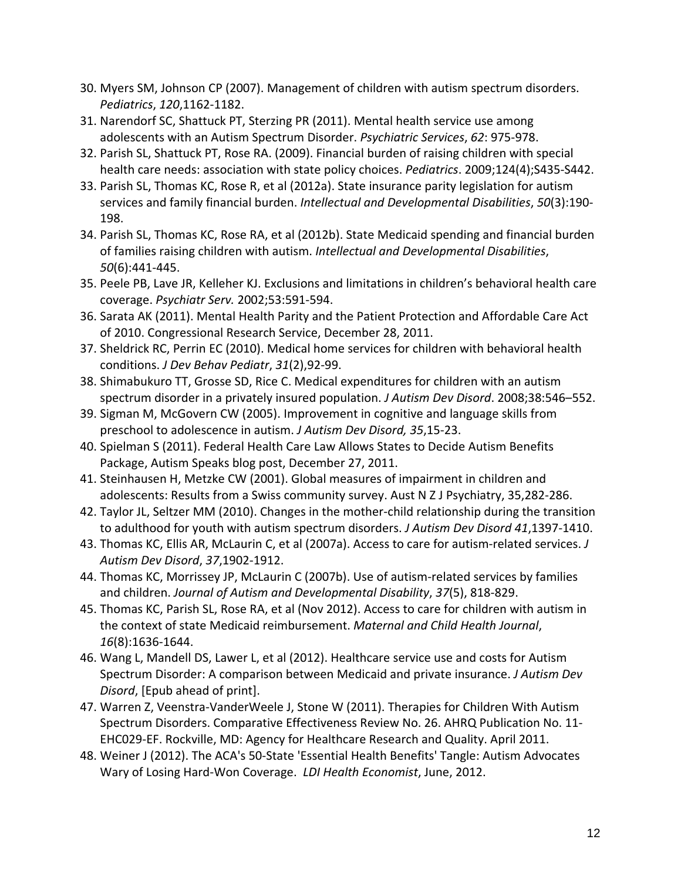30. Myers SM, Johnson CP (2007). Management of children with autism spectrum disorders. *Pediatrics*, *120*,1162-1182.
31. Narendorf SC, Shattuck PT, Sterzing PR (2011). Mental health service use among adolescents with an Autism Spectrum Disorder. *Psychiatric Services*, *62*: 975-978.
32. Parish SL, Shattuck PT, Rose RA. (2009). Financial burden of raising children with special health care needs: association with state policy choices. *Pediatrics*. 2009;124(4);S435-S442.
33. Parish SL, Thomas KC, Rose R, et al (2012a). State insurance parity legislation for autism services and family financial burden. *Intellectual and Developmental Disabilities*, *50*(3):190-198.
34. Parish SL, Thomas KC, Rose RA, et al (2012b). State Medicaid spending and financial burden of families raising children with autism. *Intellectual and Developmental Disabilities*, *50*(6):441-445.
35. Peele PB, Lave JR, Kelleher KJ. Exclusions and limitations in children's behavioral health care coverage. *Psychiatr Serv.* 2002;53:591-594.
36. Sarata AK (2011). Mental Health Parity and the Patient Protection and Affordable Care Act of 2010. Congressional Research Service, December 28, 2011.
37. Sheldrick RC, Perrin EC (2010). Medical home services for children with behavioral health conditions. *J Dev Behav Pediatr*, *31*(2),92-99.
38. Shimabukuro TT, Grosse SD, Rice C. Medical expenditures for children with an autism spectrum disorder in a privately insured population. *J Autism Dev Disord*. 2008;38:546–552.
39. Sigman M, McGovern CW (2005). Improvement in cognitive and language skills from preschool to adolescence in autism. *J Autism Dev Disord, 35*,15-23.
40. Spielman S (2011). Federal Health Care Law Allows States to Decide Autism Benefits Package, Autism Speaks blog post, December 27, 2011.
41. Steinhausen H, Metzke CW (2001). Global measures of impairment in children and adolescents: Results from a Swiss community survey. Aust N Z J Psychiatry, 35,282-286.
42. Taylor JL, Seltzer MM (2010). Changes in the mother-child relationship during the transition to adulthood for youth with autism spectrum disorders. *J Autism Dev Disord 41*,1397-1410.
43. Thomas KC, Ellis AR, McLaurin C, et al (2007a). Access to care for autism-related services. *J Autism Dev Disord*, *37*,1902-1912.
44. Thomas KC, Morrissey JP, McLaurin C (2007b). Use of autism-related services by families and children. *Journal of Autism and Developmental Disability*, *37*(5), 818-829.
45. Thomas KC, Parish SL, Rose RA, et al (Nov 2012). Access to care for children with autism in the context of state Medicaid reimbursement. *Maternal and Child Health Journal*, *16*(8):1636-1644.
46. Wang L, Mandell DS, Lawer L, et al (2012). Healthcare service use and costs for Autism Spectrum Disorder: A comparison between Medicaid and private insurance. *J Autism Dev Disord*, [Epub ahead of print].
47. Warren Z, Veenstra-VanderWeele J, Stone W (2011). Therapies for Children With Autism Spectrum Disorders. Comparative Effectiveness Review No. 26. AHRQ Publication No. 11-EHC029-EF. Rockville, MD: Agency for Healthcare Research and Quality. April 2011.
48. Weiner J (2012). The ACA's 50-State 'Essential Health Benefits' Tangle: Autism Advocates Wary of Losing Hard-Won Coverage. *LDI Health Economist*, June, 2012.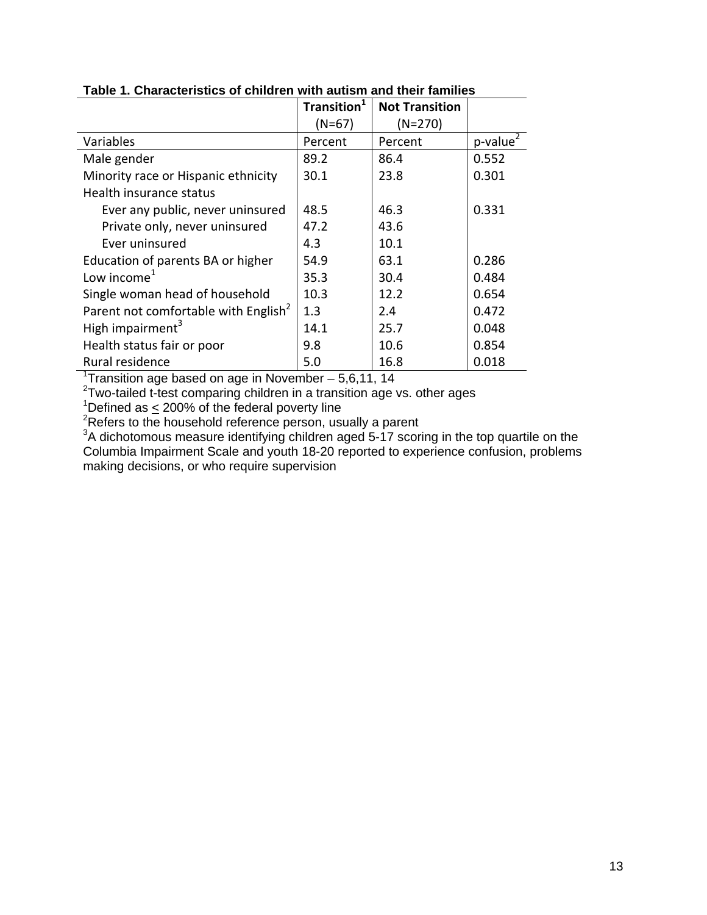**Table 1. Characteristics of children with autism and their families**

| | Transition[1] (N=67) | Not Transition (N=270) | |
|---|---|---|---|
| Variables | Percent | Percent | p-value[2] |
| Male gender | 89.2 | 86.4 | 0.552 |
| Minority race or Hispanic ethnicity | 30.1 | 23.8 | 0.301 |
| Health insurance status | | | |
| Ever any public, never uninsured | 48.5 | 46.3 | 0.331 |
| Private only, never uninsured | 47.2 | 43.6 | |
| Ever uninsured | 4.3 | 10.1 | |
| Education of parents BA or higher | 54.9 | 63.1 | 0.286 |
| Low income[1] | 35.3 | 30.4 | 0.484 |
| Single woman head of household | 10.3 | 12.2 | 0.654 |
| Parent not comfortable with English[2] | 1.3 | 2.4 | 0.472 |
| High impairment[3] | 14.1 | 25.7 | 0.048 |
| Health status fair or poor | 9.8 | 10.6 | 0.854 |
| Rural residence | 5.0 | 16.8 | 0.018 |

[1]Transition age based on age in November – 5,6,11, 14
[2]Two-tailed t-test comparing children in a transition age vs. other ages
[1]Defined as ≤ 200% of the federal poverty line
[2]Refers to the household reference person, usually a parent
[3]A dichotomous measure identifying children aged 5-17 scoring in the top quartile on the Columbia Impairment Scale and youth 18-20 reported to experience confusion, problems making decisions, or who require supervision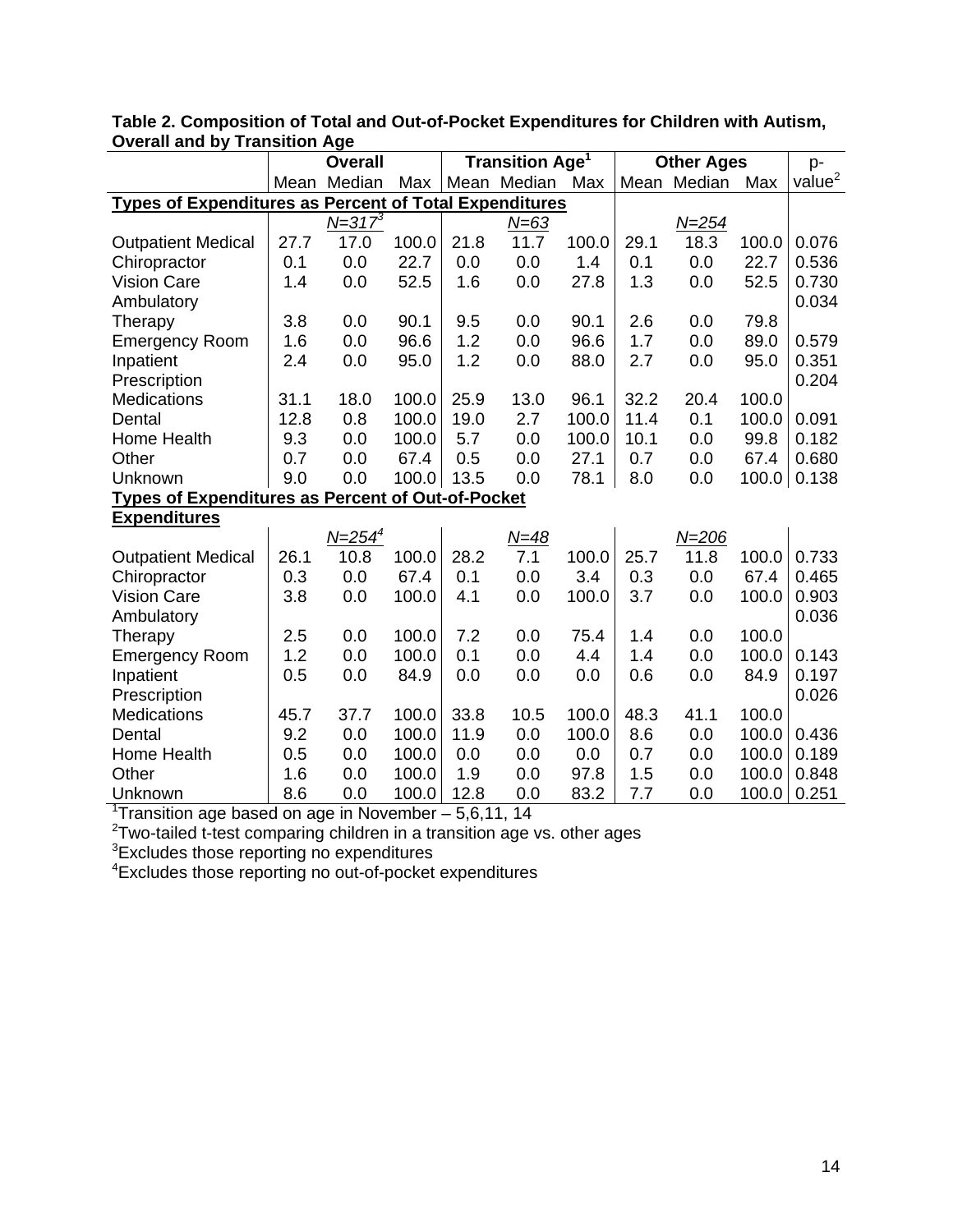**Table 2. Composition of Total and Out-of-Pocket Expenditures for Children with Autism, Overall and by Transition Age**

| | Overall | | | Transition Age[1] | | | Other Ages | | | p-value[2] |
|---|---|---|---|---|---|---|---|---|---|---|
| | Mean | Median | Max | Mean | Median | Max | Mean | Median | Max | |
| **Types of Expenditures as Percent of Total Expenditures** | | | | | | | | | | |
| | | *N=317*[3] | | | *N=63* | | | *N=254* | | |
| Outpatient Medical | 27.7 | 17.0 | 100.0 | 21.8 | 11.7 | 100.0 | 29.1 | 18.3 | 100.0 | 0.076 |
| Chiropractor | 0.1 | 0.0 | 22.7 | 0.0 | 0.0 | 1.4 | 0.1 | 0.0 | 22.7 | 0.536 |
| Vision Care | 1.4 | 0.0 | 52.5 | 1.6 | 0.0 | 27.8 | 1.3 | 0.0 | 52.5 | 0.730 |
| Ambulatory Therapy | 3.8 | 0.0 | 90.1 | 9.5 | 0.0 | 90.1 | 2.6 | 0.0 | 79.8 | 0.034 |
| Emergency Room | 1.6 | 0.0 | 96.6 | 1.2 | 0.0 | 96.6 | 1.7 | 0.0 | 89.0 | 0.579 |
| Inpatient | 2.4 | 0.0 | 95.0 | 1.2 | 0.0 | 88.0 | 2.7 | 0.0 | 95.0 | 0.351 |
| Prescription Medications | 31.1 | 18.0 | 100.0 | 25.9 | 13.0 | 96.1 | 32.2 | 20.4 | 100.0 | 0.204 |
| Dental | 12.8 | 0.8 | 100.0 | 19.0 | 2.7 | 100.0 | 11.4 | 0.1 | 100.0 | 0.091 |
| Home Health | 9.3 | 0.0 | 100.0 | 5.7 | 0.0 | 100.0 | 10.1 | 0.0 | 99.8 | 0.182 |
| Other | 0.7 | 0.0 | 67.4 | 0.5 | 0.0 | 27.1 | 0.7 | 0.0 | 67.4 | 0.680 |
| Unknown | 9.0 | 0.0 | 100.0 | 13.5 | 0.0 | 78.1 | 8.0 | 0.0 | 100.0 | 0.138 |
| **Types of Expenditures as Percent of Out-of-Pocket Expenditures** | | | | | | | | | | |
| | | *N=254*[4] | | | *N=48* | | | *N=206* | | |
| Outpatient Medical | 26.1 | 10.8 | 100.0 | 28.2 | 7.1 | 100.0 | 25.7 | 11.8 | 100.0 | 0.733 |
| Chiropractor | 0.3 | 0.0 | 67.4 | 0.1 | 0.0 | 3.4 | 0.3 | 0.0 | 67.4 | 0.465 |
| Vision Care | 3.8 | 0.0 | 100.0 | 4.1 | 0.0 | 100.0 | 3.7 | 0.0 | 100.0 | 0.903 |
| Ambulatory Therapy | 2.5 | 0.0 | 100.0 | 7.2 | 0.0 | 75.4 | 1.4 | 0.0 | 100.0 | 0.036 |
| Emergency Room | 1.2 | 0.0 | 100.0 | 0.1 | 0.0 | 4.4 | 1.4 | 0.0 | 100.0 | 0.143 |
| Inpatient | 0.5 | 0.0 | 84.9 | 0.0 | 0.0 | 0.0 | 0.6 | 0.0 | 84.9 | 0.197 |
| Prescription Medications | 45.7 | 37.7 | 100.0 | 33.8 | 10.5 | 100.0 | 48.3 | 41.1 | 100.0 | 0.026 |
| Dental | 9.2 | 0.0 | 100.0 | 11.9 | 0.0 | 100.0 | 8.6 | 0.0 | 100.0 | 0.436 |
| Home Health | 0.5 | 0.0 | 100.0 | 0.0 | 0.0 | 0.0 | 0.7 | 0.0 | 100.0 | 0.189 |
| Other | 1.6 | 0.0 | 100.0 | 1.9 | 0.0 | 97.8 | 1.5 | 0.0 | 100.0 | 0.848 |
| Unknown | 8.6 | 0.0 | 100.0 | 12.8 | 0.0 | 83.2 | 7.7 | 0.0 | 100.0 | 0.251 |

[1]Transition age based on age in November – 5,6,11, 14

[2]Two-tailed t-test comparing children in a transition age vs. other ages

[3]Excludes those reporting no expenditures

[4]Excludes those reporting no out-of-pocket expenditures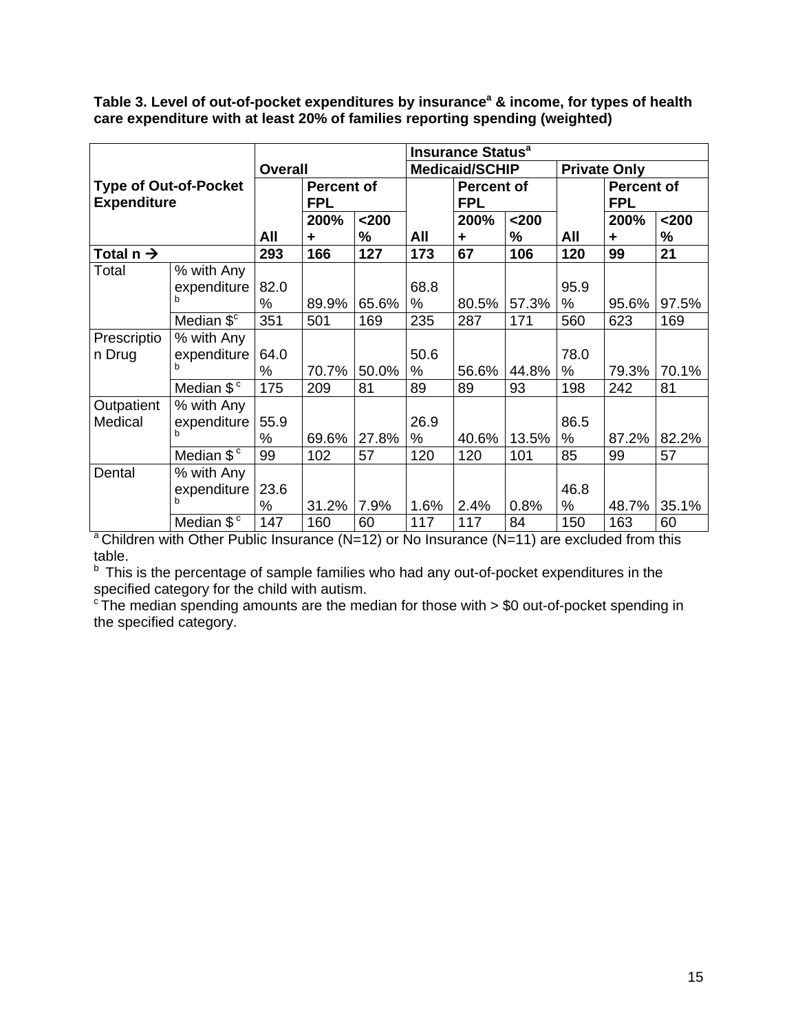**Table 3. Level of out-of-pocket expenditures by insurance[a] & income, for types of health care expenditure with at least 20% of families reporting spending (weighted)**

| Type of Out-of-Pocket Expenditure | | Overall | | | Insurance Status[a] Medicaid/SCHIP | | | Private Only | | |
|---|---|---|---|---|---|---|---|---|---|---|
| | | | Percent of FPL | | | Percent of FPL | | | Percent of FPL | |
| | | All | 200% + | <200 % | All | 200% + | <200 % | All | 200% + | <200 % |
| Total n → | | 293 | 166 | 127 | 173 | 67 | 106 | 120 | 99 | 21 |
| Total | % with Any expenditure[b] | 82.0 % | 89.9% | 65.6% | 68.8 % | 80.5% | 57.3% | 95.9 % | 95.6% | 97.5% |
| | Median $[c] | 351 | 501 | 169 | 235 | 287 | 171 | 560 | 623 | 169 |
| Prescription Drug | % with Any expenditure[b] | 64.0 % | 70.7% | 50.0% | 50.6 % | 56.6% | 44.8% | 78.0 % | 79.3% | 70.1% |
| | Median $[c] | 175 | 209 | 81 | 89 | 89 | 93 | 198 | 242 | 81 |
| Outpatient Medical | % with Any expenditure[b] | 55.9 % | 69.6% | 27.8% | 26.9 % | 40.6% | 13.5% | 86.5 % | 87.2% | 82.2% |
| | Median $[c] | 99 | 102 | 57 | 120 | 120 | 101 | 85 | 99 | 57 |
| Dental | % with Any expenditure[b] | 23.6 % | 31.2% | 7.9% | 1.6% | 2.4% | 0.8% | 46.8 % | 48.7% | 35.1% |
| | Median $[c] | 147 | 160 | 60 | 117 | 117 | 84 | 150 | 163 | 60 |

[a] Children with Other Public Insurance (N=12) or No Insurance (N=11) are excluded from this table.

[b] This is the percentage of sample families who had any out-of-pocket expenditures in the specified category for the child with autism.

[c] The median spending amounts are the median for those with > $0 out-of-pocket spending in the specified category.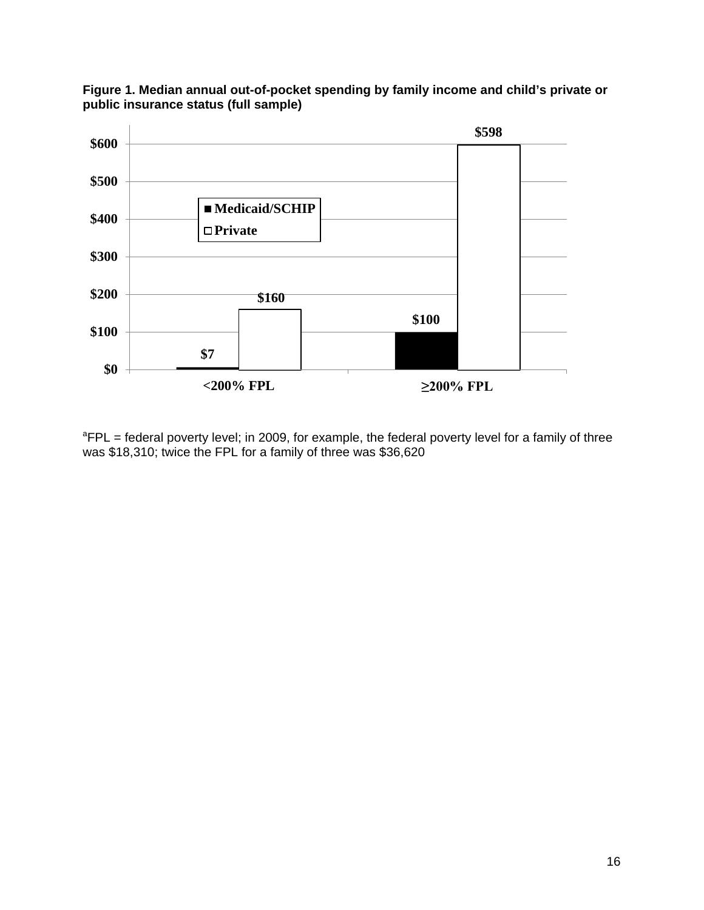**Figure 1. Median annual out-of-pocket spending by family income and child's private or public insurance status (full sample)**

| | Medicaid/SCHIP | Private |
|---|---|---|
| <200% FPL | $7 | $160 |
| ≥200% FPL | $100 | $598 |

[a]FPL = federal poverty level; in 2009, for example, the federal poverty level for a family of three was $18,310; twice the FPL for a family of three was $36,620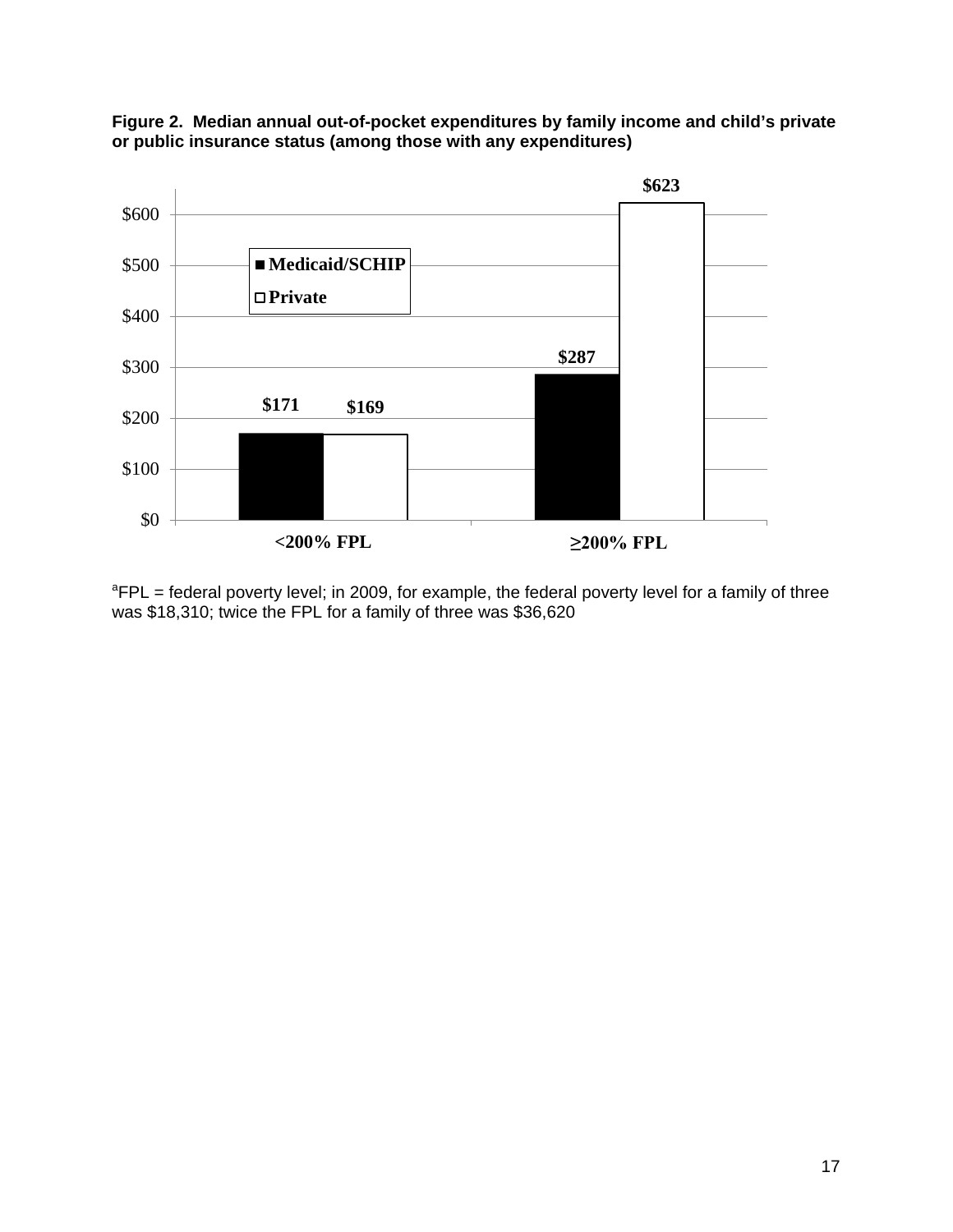**Figure 2. Median annual out-of-pocket expenditures by family income and child's private or public insurance status (among those with any expenditures)**

| | Medicaid/SCHIP | Private |
|---|---|---|
| <200% FPL | $171 | $169 |
| ≥200% FPL | $287 | $623 |

[a]FPL = federal poverty level; in 2009, for example, the federal poverty level for a family of three was $18,310; twice the FPL for a family of three was $36,620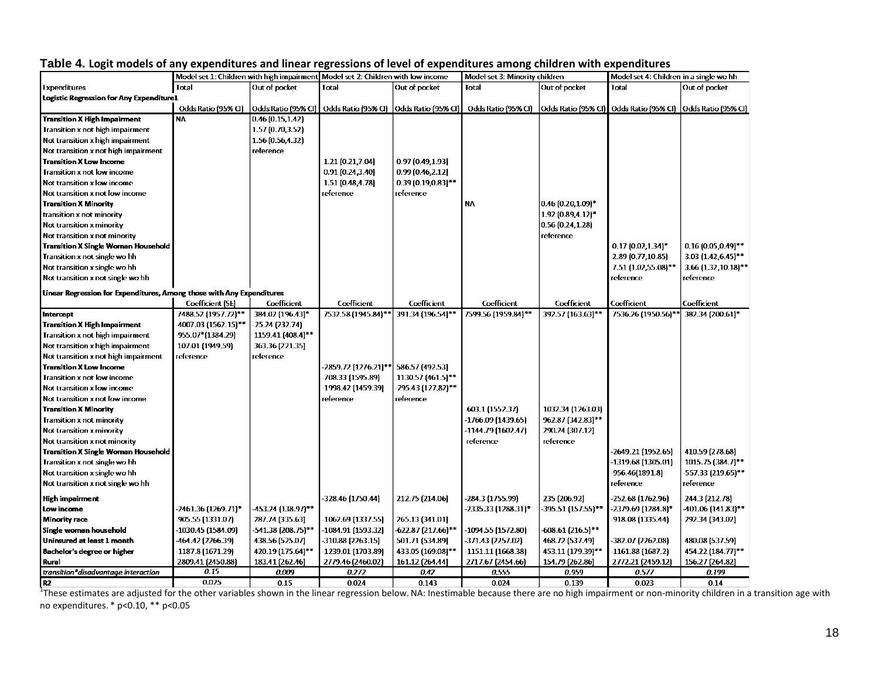**Table 4. Logit models of any expenditures and linear regressions of level of expenditures among children with expenditures**

| | Model set 1: Children with high impairment | | Model set 2: Children with low income | | Model set 3: Minority children | | Model set 4: Children in a single wo hh | |
|---|---|---|---|---|---|---|---|---|
| Expenditures | Total | Out of pocket | Total | Out of pocket | Total | Out of pocket | Total | Out of pocket |
| **Logistic Regression for Any Expenditure1** | | | | | | | | |
| | Odds Ratio (95% CI) | Odds Ratio (95% CI) | Odds Ratio (95% CI) | Odds Ratio (95% CI) | Odds Ratio (95% CI) | Odds Ratio (95% CI) | Odds Ratio (95% CI) | Odds Ratio (95% CI) |
| **Transition X High Impairment** | NA | 0.46 (0.15,1.42) | | | | | | |
| Transition x not high impairment | | 1.57 (0.70,3.52) | | | | | | |
| Not transition x high impairment | | 1.56 (0.56,4.32) | | | | | | |
| Not transition x not high impairment | | reference | | | | | | |
| **Transition X Low Income** | | | 1.21 (0.21,7.04) | 0.97 (0.49,1.93) | | | | |
| Transition x not low income | | | 0.91 (0.24,3.40) | 0.99 (0.46,2.12) | | | | |
| Not transition x low income | | | 1.51 (0.48,4.78) | 0.39 (0.19,0.83)** | | | | |
| Not transition x not low income | | | reference | reference | | | | |
| **Transition X Minority** | | | | | NA | 0.46 (0.20,1.09)* | | |
| transition x not minority | | | | | | 1.92 (0.89,4.12)* | | |
| Not transition x minority | | | | | | 0.56 (0.24,1.28) | | |
| Not transition x not minority | | | | | | reference | | |
| **Transition X Single Woman Household** | | | | | | | 0.17 (0.02,1.34)* | 0.16 (0.05,0.49)** |
| Transition x not single wo hh | | | | | | | 2.89 (0.77,10.85) | 3.03 (1.42,6.45)** |
| Not transition x single wo hh | | | | | | | 7.51 (1.02,55.08)** | 3.66 (1.32,10.18)** |
| Not transition x not single wo hh | | | | | | | reference | reference |
| **Linear Regression for Expenditures, Among those with Any Expenditures** | | | | | | | | |
| | Coefficient (SE) | Coefficient | Coefficient | Coefficient | Coefficient | Coefficient | Coefficient | Coefficient |
| **Intercept** | 7488.52 (1957.72)** | 384.02 (196.43)* | 7532.58 (1945.84)** | 391.34 (196.54)** | 7599.56 (1959.84)** | 392.57 (163.63)** | 7536.26 (1950.56)** | 382.34 (200.61)* |
| **Transition X High Impairment** | 4007.03 (1562.15)** | 25.24 (232.74) | | | | | | |
| Transition x not high impairment | 955.07*(1384.29) | 1159.41 (408.4)** | | | | | | |
| Not transition x high impairment | 107.01 (1949.59) | 363.36 (221.35) | | | | | | |
| Not transition x not high impairment | reference | reference | | | | | | |
| **Transition X Low Income** | | | -2859.72 (1276.21)** | 586.57 (492.53) | | | | |
| Transition x not low income | | | -708.33 (1595.89) | 1130.57 (461.5)** | | | | |
| Not transition x low income | | | -1998.42 (1459.39) | -295.43 (127.82)** | | | | |
| Not transition x not low income | | | reference | reference | | | | |
| **Transition X Minority** | | | | | -603.1 (1552.37) | 1032.34 (1263.03) | | |
| Transition x not minority | | | | | -1766.09 (1439.65) | 962.87 (342.83)** | | |
| Not transition x minority | | | | | -1144.79 (1602.47) | 290.24 (307.12) | | |
| Not transition x not minority | | | | | reference | reference | | |
| **Transition X Single Woman Household** | | | | | | | -2649.21 (1952.65) | 410.59 (278.68) |
| Transition x not single wo hh | | | | | | | -1319.68 (1305.01) | 1015.75 (384.7)** |
| Not transition x single wo hh | | | | | | | 956.46(1891.8) | 557.33 (219.65)** |
| Not transition x not single wo hh | | | | | | | reference | reference |
| **High impairment** | | | -328.46 (1750.44) | 212.75 (214.06) | -284.3 (1755.99) | 235 (206.92) | -252.68 (1762.96) | 244.3 (212.78) |
| **Low income** | -2461.36 (1269.71)* | -453.24 (138.97)** | | | -2335.33 (1288.31)* | -395.51 (157.55)** | -2379.69 (1284.8)* | -401.06 (141.83)** |
| **Minority race** | 905.55 (1331.07) | 287.74 (335.63) | 1062.69 (1337.55) | 265.13 (341.01) | | | 918.08 (1335.44) | 292.34 (343.02) |
| **Single woman household** | -1030.45 (1584.09) | -541.38 (208.75)** | -1084.91 (1593.32) | -622.87 (217.66)** | -1094.55 (1572.80) | -608.61 (216.5)** | | |
| **Uninsured at least 1 month** | -464.42 (2266.39) | 438.56 (525.07) | -310.88 (2263.15) | 501.71 (534.89) | -371.43 (2257.02) | 468.72 (537.49) | -382.07 (2262.08) | 480.08 (537.59) |
| **Bachelor's degree or higher** | 1187.8 (1671.29) | 420.19 (175.64)** | 1239.01 (1703.89) | 433.05 (169.08)** | 1151.11 (1668.38) | 453.11 (179.39)** | 1161.88 (1687.2) | 454.22 (184.77)** |
| **Rural** | 2809.41 (2450.88) | 183.41 (262.46) | 2779.46 (2460.02) | 161.12 (264.44) | 2717.67 (2454.66) | 154.79 (262.86) | 2772.21 (2459.12) | 156.27 (264.82) |
| *transition\*disadvantage interaction* | *0.15* | *0.009* | *0.272* | *0.42* | *0.555* | *0.959* | *0.577* | *0.199* |
| **R2** | 0.025 | 0.15 | 0.024 | 0.143 | 0.024 | 0.139 | 0.023 | 0.14 |

[1]These estimates are adjusted for the other variables shown in the linear regression below. NA: Inestimable because there are no high impairment or non-minority children in a transition age with no expenditures. * p<0.10, ** p<0.05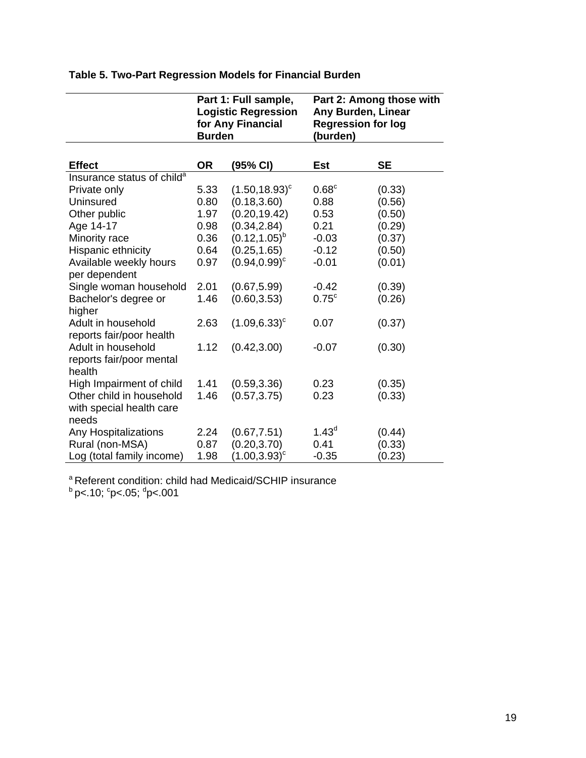**Table 5. Two-Part Regression Models for Financial Burden**

| | Part 1: Full sample, Logistic Regression for Any Financial Burden | | Part 2: Among those with Any Burden, Linear Regression for log (burden) | |
|---|---|---|---|---|
| **Effect** | **OR** | **(95% CI)** | **Est** | **SE** |
| Insurance status of child[a] | | | | |
| Private only | 5.33 | (1.50,18.93)[c] | 0.68[c] | (0.33) |
| Uninsured | 0.80 | (0.18,3.60) | 0.88 | (0.56) |
| Other public | 1.97 | (0.20,19.42) | 0.53 | (0.50) |
| Age 14-17 | 0.98 | (0.34,2.84) | 0.21 | (0.29) |
| Minority race | 0.36 | (0.12,1.05)[b] | -0.03 | (0.37) |
| Hispanic ethnicity | 0.64 | (0.25,1.65) | -0.12 | (0.50) |
| Available weekly hours per dependent | 0.97 | (0.94,0.99)[c] | -0.01 | (0.01) |
| Single woman household | 2.01 | (0.67,5.99) | -0.42 | (0.39) |
| Bachelor's degree or higher | 1.46 | (0.60,3.53) | 0.75[c] | (0.26) |
| Adult in household reports fair/poor health | 2.63 | (1.09,6.33)[c] | 0.07 | (0.37) |
| Adult in household reports fair/poor mental health | 1.12 | (0.42,3.00) | -0.07 | (0.30) |
| High Impairment of child | 1.41 | (0.59,3.36) | 0.23 | (0.35) |
| Other child in household with special health care needs | 1.46 | (0.57,3.75) | 0.23 | (0.33) |
| Any Hospitalizations | 2.24 | (0.67,7.51) | 1.43[d] | (0.44) |
| Rural (non-MSA) | 0.87 | (0.20,3.70) | 0.41 | (0.33) |
| Log (total family income) | 1.98 | (1.00,3.93)[c] | -0.35 | (0.23) |

[a] Referent condition: child had Medicaid/SCHIP insurance
[b] $p<.10$; [c] $p<.05$; [d] $p<.001$